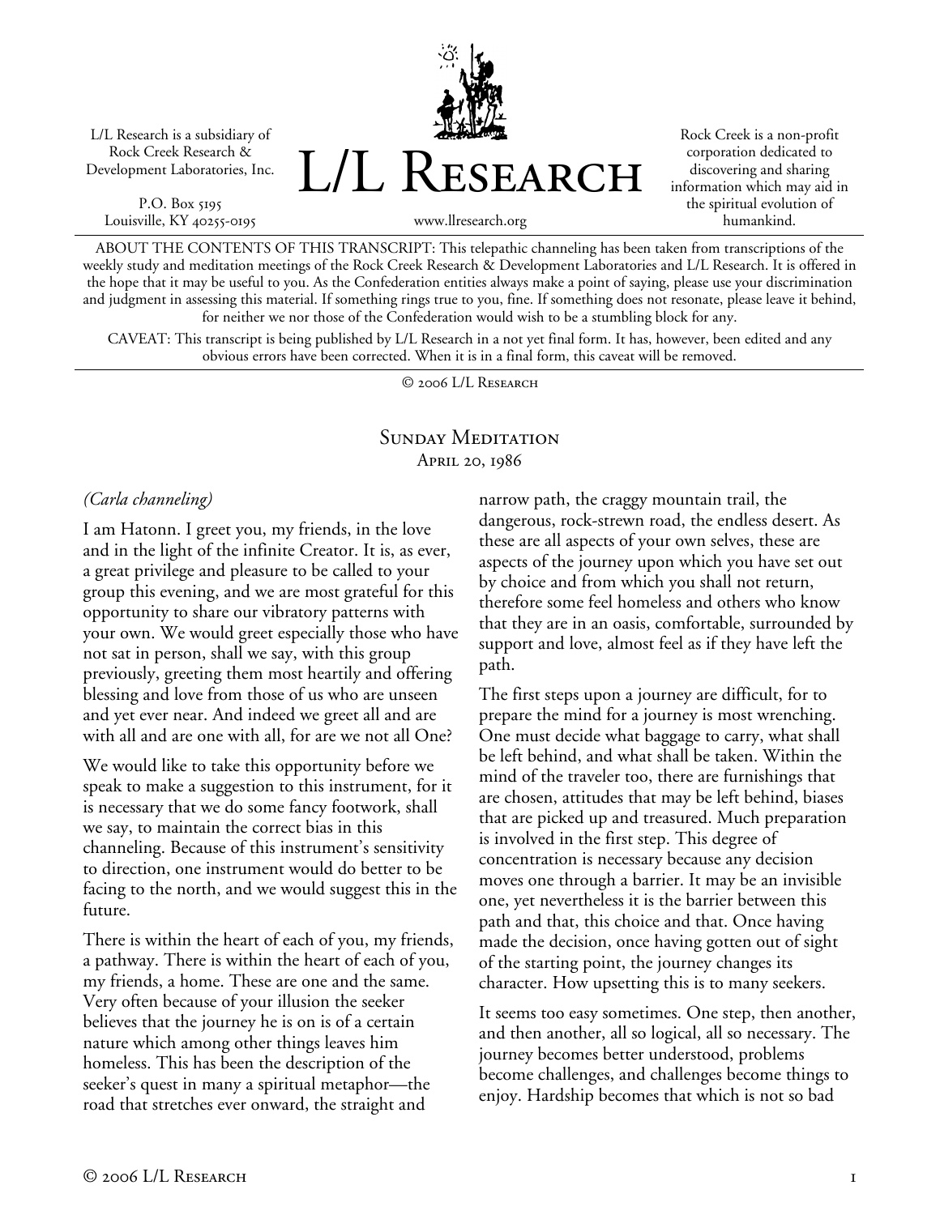L/L Research is a subsidiary of Rock Creek Research & Development Laboratories, Inc.

P.O. Box 5195
Louisville, KY 40255-0195

# L/L Research

www.llresearch.org

Rock Creek is a non-profit corporation dedicated to discovering and sharing information which may aid in the spiritual evolution of humankind.

ABOUT THE CONTENTS OF THIS TRANSCRIPT: This telepathic channeling has been taken from transcriptions of the weekly study and meditation meetings of the Rock Creek Research & Development Laboratories and L/L Research. It is offered in the hope that it may be useful to you. As the Confederation entities always make a point of saying, please use your discrimination and judgment in assessing this material. If something rings true to you, fine. If something does not resonate, please leave it behind, for neither we nor those of the Confederation would wish to be a stumbling block for any.

CAVEAT: This transcript is being published by L/L Research in a not yet final form. It has, however, been edited and any obvious errors have been corrected. When it is in a final form, this caveat will be removed.

© 2006 L/L Research

## Sunday Meditation
April 20, 1986

*(Carla channeling)*

I am Hatonn. I greet you, my friends, in the love and in the light of the infinite Creator. It is, as ever, a great privilege and pleasure to be called to your group this evening, and we are most grateful for this opportunity to share our vibratory patterns with your own. We would greet especially those who have not sat in person, shall we say, with this group previously, greeting them most heartily and offering blessing and love from those of us who are unseen and yet ever near. And indeed we greet all and are with all and are one with all, for are we not all One?

We would like to take this opportunity before we speak to make a suggestion to this instrument, for it is necessary that we do some fancy footwork, shall we say, to maintain the correct bias in this channeling. Because of this instrument's sensitivity to direction, one instrument would do better to be facing to the north, and we would suggest this in the future.

There is within the heart of each of you, my friends, a pathway. There is within the heart of each of you, my friends, a home. These are one and the same. Very often because of your illusion the seeker believes that the journey he is on is of a certain nature which among other things leaves him homeless. This has been the description of the seeker's quest in many a spiritual metaphor—the road that stretches ever onward, the straight and narrow path, the craggy mountain trail, the dangerous, rock-strewn road, the endless desert. As these are all aspects of your own selves, these are aspects of the journey upon which you have set out by choice and from which you shall not return, therefore some feel homeless and others who know that they are in an oasis, comfortable, surrounded by support and love, almost feel as if they have left the path.

The first steps upon a journey are difficult, for to prepare the mind for a journey is most wrenching. One must decide what baggage to carry, what shall be left behind, and what shall be taken. Within the mind of the traveler too, there are furnishings that are chosen, attitudes that may be left behind, biases that are picked up and treasured. Much preparation is involved in the first step. This degree of concentration is necessary because any decision moves one through a barrier. It may be an invisible one, yet nevertheless it is the barrier between this path and that, this choice and that. Once having made the decision, once having gotten out of sight of the starting point, the journey changes its character. How upsetting this is to many seekers.

It seems too easy sometimes. One step, then another, and then another, all so logical, all so necessary. The journey becomes better understood, problems become challenges, and challenges become things to enjoy. Hardship becomes that which is not so bad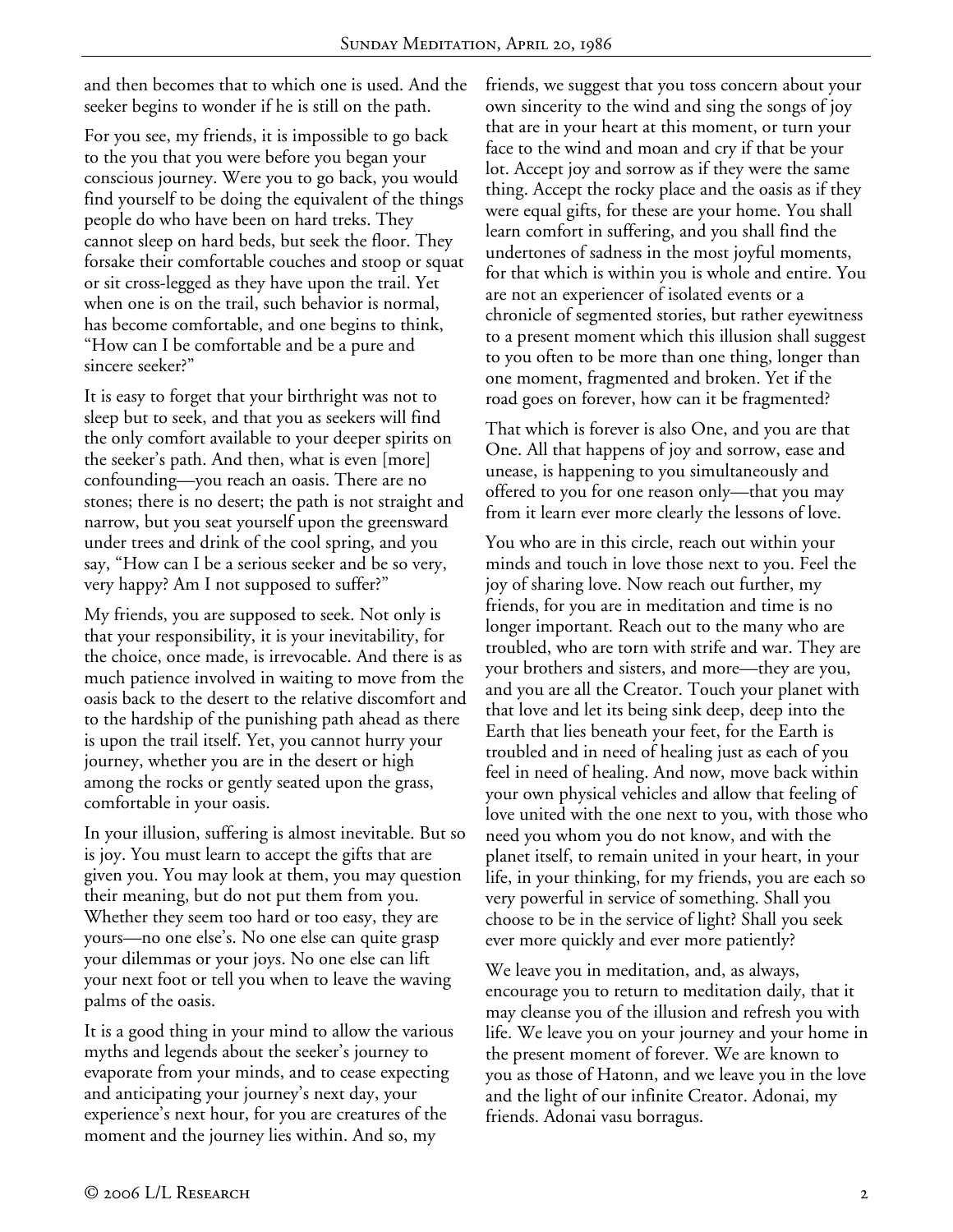and then becomes that to which one is used. And the seeker begins to wonder if he is still on the path.

For you see, my friends, it is impossible to go back to the you that you were before you began your conscious journey. Were you to go back, you would find yourself to be doing the equivalent of the things people do who have been on hard treks. They cannot sleep on hard beds, but seek the floor. They forsake their comfortable couches and stoop or squat or sit cross-legged as they have upon the trail. Yet when one is on the trail, such behavior is normal, has become comfortable, and one begins to think, "How can I be comfortable and be a pure and sincere seeker?"

It is easy to forget that your birthright was not to sleep but to seek, and that you as seekers will find the only comfort available to your deeper spirits on the seeker's path. And then, what is even [more] confounding—you reach an oasis. There are no stones; there is no desert; the path is not straight and narrow, but you seat yourself upon the greensward under trees and drink of the cool spring, and you say, "How can I be a serious seeker and be so very, very happy? Am I not supposed to suffer?"

My friends, you are supposed to seek. Not only is that your responsibility, it is your inevitability, for the choice, once made, is irrevocable. And there is as much patience involved in waiting to move from the oasis back to the desert to the relative discomfort and to the hardship of the punishing path ahead as there is upon the trail itself. Yet, you cannot hurry your journey, whether you are in the desert or high among the rocks or gently seated upon the grass, comfortable in your oasis.

In your illusion, suffering is almost inevitable. But so is joy. You must learn to accept the gifts that are given you. You may look at them, you may question their meaning, but do not put them from you. Whether they seem too hard or too easy, they are yours—no one else's. No one else can quite grasp your dilemmas or your joys. No one else can lift your next foot or tell you when to leave the waving palms of the oasis.

It is a good thing in your mind to allow the various myths and legends about the seeker's journey to evaporate from your minds, and to cease expecting and anticipating your journey's next day, your experience's next hour, for you are creatures of the moment and the journey lies within. And so, my friends, we suggest that you toss concern about your own sincerity to the wind and sing the songs of joy that are in your heart at this moment, or turn your face to the wind and moan and cry if that be your lot. Accept joy and sorrow as if they were the same thing. Accept the rocky place and the oasis as if they were equal gifts, for these are your home. You shall learn comfort in suffering, and you shall find the undertones of sadness in the most joyful moments, for that which is within you is whole and entire. You are not an experiencer of isolated events or a chronicle of segmented stories, but rather eyewitness to a present moment which this illusion shall suggest to you often to be more than one thing, longer than one moment, fragmented and broken. Yet if the road goes on forever, how can it be fragmented?

That which is forever is also One, and you are that One. All that happens of joy and sorrow, ease and unease, is happening to you simultaneously and offered to you for one reason only—that you may from it learn ever more clearly the lessons of love.

You who are in this circle, reach out within your minds and touch in love those next to you. Feel the joy of sharing love. Now reach out further, my friends, for you are in meditation and time is no longer important. Reach out to the many who are troubled, who are torn with strife and war. They are your brothers and sisters, and more—they are you, and you are all the Creator. Touch your planet with that love and let its being sink deep, deep into the Earth that lies beneath your feet, for the Earth is troubled and in need of healing just as each of you feel in need of healing. And now, move back within your own physical vehicles and allow that feeling of love united with the one next to you, with those who need you whom you do not know, and with the planet itself, to remain united in your heart, in your life, in your thinking, for my friends, you are each so very powerful in service of something. Shall you choose to be in the service of light? Shall you seek ever more quickly and ever more patiently?

We leave you in meditation, and, as always, encourage you to return to meditation daily, that it may cleanse you of the illusion and refresh you with life. We leave you on your journey and your home in the present moment of forever. We are known to you as those of Hatonn, and we leave you in the love and the light of our infinite Creator. Adonai, my friends. Adonai vasu borragus.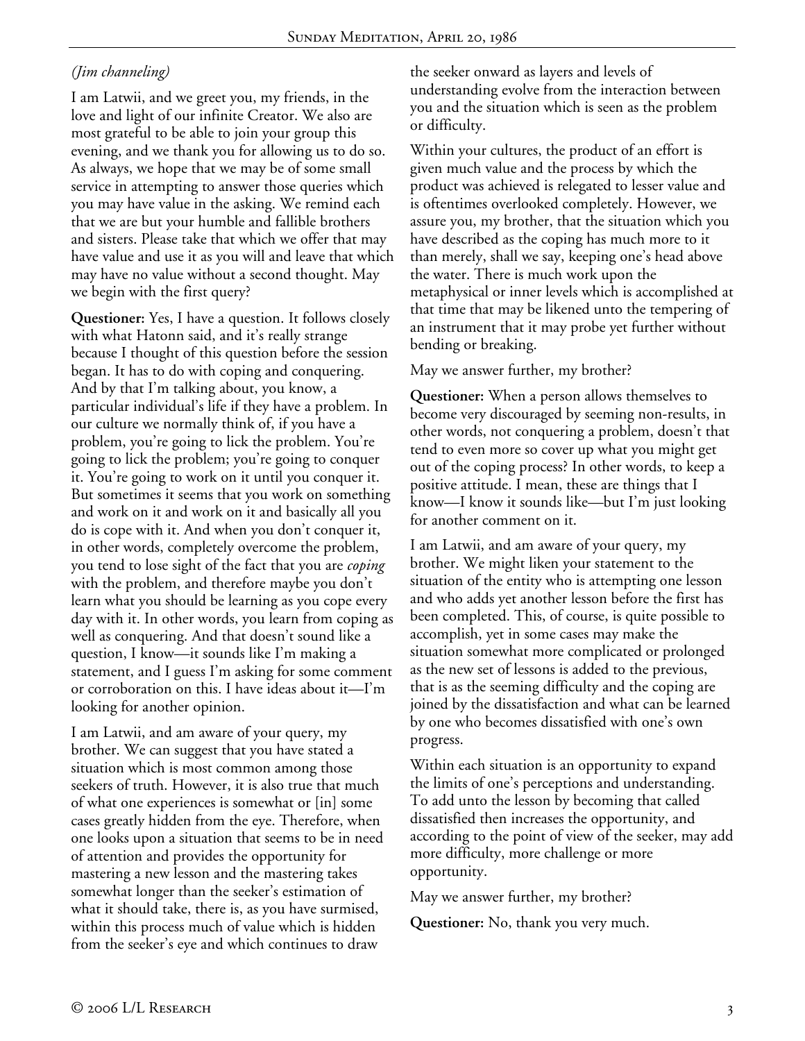*(Jim channeling)*

I am Latwii, and we greet you, my friends, in the love and light of our infinite Creator. We also are most grateful to be able to join your group this evening, and we thank you for allowing us to do so. As always, we hope that we may be of some small service in attempting to answer those queries which you may have value in the asking. We remind each that we are but your humble and fallible brothers and sisters. Please take that which we offer that may have value and use it as you will and leave that which may have no value without a second thought. May we begin with the first query?

**Questioner:** Yes, I have a question. It follows closely with what Hatonn said, and it's really strange because I thought of this question before the session began. It has to do with coping and conquering. And by that I'm talking about, you know, a particular individual's life if they have a problem. In our culture we normally think of, if you have a problem, you're going to lick the problem. You're going to lick the problem; you're going to conquer it. You're going to work on it until you conquer it. But sometimes it seems that you work on something and work on it and work on it and basically all you do is cope with it. And when you don't conquer it, in other words, completely overcome the problem, you tend to lose sight of the fact that you are *coping* with the problem, and therefore maybe you don't learn what you should be learning as you cope every day with it. In other words, you learn from coping as well as conquering. And that doesn't sound like a question, I know—it sounds like I'm making a statement, and I guess I'm asking for some comment or corroboration on this. I have ideas about it—I'm looking for another opinion.

I am Latwii, and am aware of your query, my brother. We can suggest that you have stated a situation which is most common among those seekers of truth. However, it is also true that much of what one experiences is somewhat or [in] some cases greatly hidden from the eye. Therefore, when one looks upon a situation that seems to be in need of attention and provides the opportunity for mastering a new lesson and the mastering takes somewhat longer than the seeker's estimation of what it should take, there is, as you have surmised, within this process much of value which is hidden from the seeker's eye and which continues to draw the seeker onward as layers and levels of understanding evolve from the interaction between you and the situation which is seen as the problem or difficulty.

Within your cultures, the product of an effort is given much value and the process by which the product was achieved is relegated to lesser value and is oftentimes overlooked completely. However, we assure you, my brother, that the situation which you have described as the coping has much more to it than merely, shall we say, keeping one's head above the water. There is much work upon the metaphysical or inner levels which is accomplished at that time that may be likened unto the tempering of an instrument that it may probe yet further without bending or breaking.

May we answer further, my brother?

**Questioner:** When a person allows themselves to become very discouraged by seeming non-results, in other words, not conquering a problem, doesn't that tend to even more so cover up what you might get out of the coping process? In other words, to keep a positive attitude. I mean, these are things that I know—I know it sounds like—but I'm just looking for another comment on it.

I am Latwii, and am aware of your query, my brother. We might liken your statement to the situation of the entity who is attempting one lesson and who adds yet another lesson before the first has been completed. This, of course, is quite possible to accomplish, yet in some cases may make the situation somewhat more complicated or prolonged as the new set of lessons is added to the previous, that is as the seeming difficulty and the coping are joined by the dissatisfaction and what can be learned by one who becomes dissatisfied with one's own progress.

Within each situation is an opportunity to expand the limits of one's perceptions and understanding. To add unto the lesson by becoming that called dissatisfied then increases the opportunity, and according to the point of view of the seeker, may add more difficulty, more challenge or more opportunity.

May we answer further, my brother?

**Questioner:** No, thank you very much.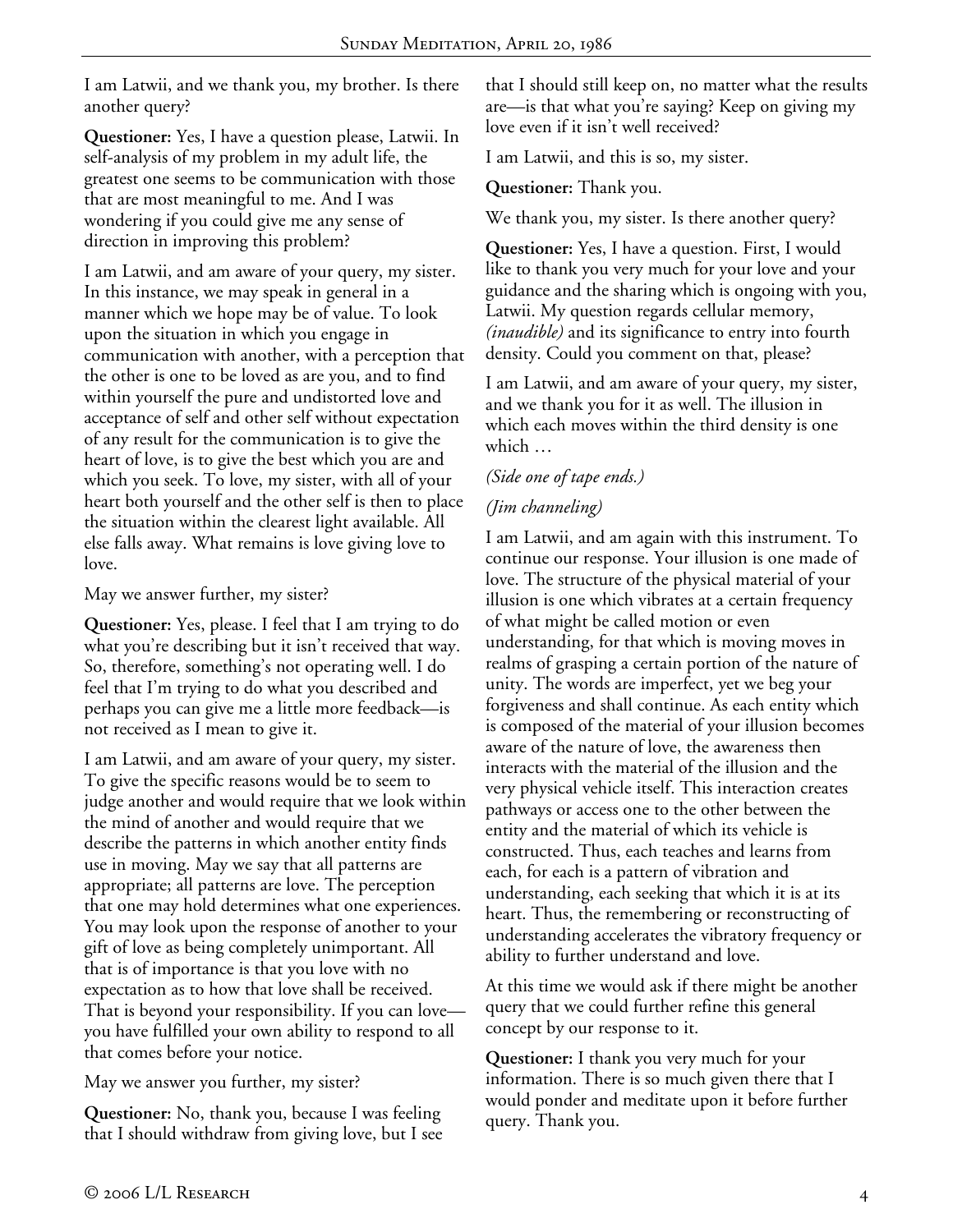I am Latwii, and we thank you, my brother. Is there another query?

**Questioner:** Yes, I have a question please, Latwii. In self-analysis of my problem in my adult life, the greatest one seems to be communication with those that are most meaningful to me. And I was wondering if you could give me any sense of direction in improving this problem?

I am Latwii, and am aware of your query, my sister. In this instance, we may speak in general in a manner which we hope may be of value. To look upon the situation in which you engage in communication with another, with a perception that the other is one to be loved as are you, and to find within yourself the pure and undistorted love and acceptance of self and other self without expectation of any result for the communication is to give the heart of love, is to give the best which you are and which you seek. To love, my sister, with all of your heart both yourself and the other self is then to place the situation within the clearest light available. All else falls away. What remains is love giving love to love.

May we answer further, my sister?

**Questioner:** Yes, please. I feel that I am trying to do what you're describing but it isn't received that way. So, therefore, something's not operating well. I do feel that I'm trying to do what you described and perhaps you can give me a little more feedback—is not received as I mean to give it.

I am Latwii, and am aware of your query, my sister. To give the specific reasons would be to seem to judge another and would require that we look within the mind of another and would require that we describe the patterns in which another entity finds use in moving. May we say that all patterns are appropriate; all patterns are love. The perception that one may hold determines what one experiences. You may look upon the response of another to your gift of love as being completely unimportant. All that is of importance is that you love with no expectation as to how that love shall be received. That is beyond your responsibility. If you can love—you have fulfilled your own ability to respond to all that comes before your notice.

May we answer you further, my sister?

**Questioner:** No, thank you, because I was feeling that I should withdraw from giving love, but I see that I should still keep on, no matter what the results are—is that what you're saying? Keep on giving my love even if it isn't well received?

I am Latwii, and this is so, my sister.

**Questioner:** Thank you.

We thank you, my sister. Is there another query?

**Questioner:** Yes, I have a question. First, I would like to thank you very much for your love and your guidance and the sharing which is ongoing with you, Latwii. My question regards cellular memory, *(inaudible)* and its significance to entry into fourth density. Could you comment on that, please?

I am Latwii, and am aware of your query, my sister, and we thank you for it as well. The illusion in which each moves within the third density is one which …

*(Side one of tape ends.)*

*(Jim channeling)*

I am Latwii, and am again with this instrument. To continue our response. Your illusion is one made of love. The structure of the physical material of your illusion is one which vibrates at a certain frequency of what might be called motion or even understanding, for that which is moving moves in realms of grasping a certain portion of the nature of unity. The words are imperfect, yet we beg your forgiveness and shall continue. As each entity which is composed of the material of your illusion becomes aware of the nature of love, the awareness then interacts with the material of the illusion and the very physical vehicle itself. This interaction creates pathways or access one to the other between the entity and the material of which its vehicle is constructed. Thus, each teaches and learns from each, for each is a pattern of vibration and understanding, each seeking that which it is at its heart. Thus, the remembering or reconstructing of understanding accelerates the vibratory frequency or ability to further understand and love.

At this time we would ask if there might be another query that we could further refine this general concept by our response to it.

**Questioner:** I thank you very much for your information. There is so much given there that I would ponder and meditate upon it before further query. Thank you.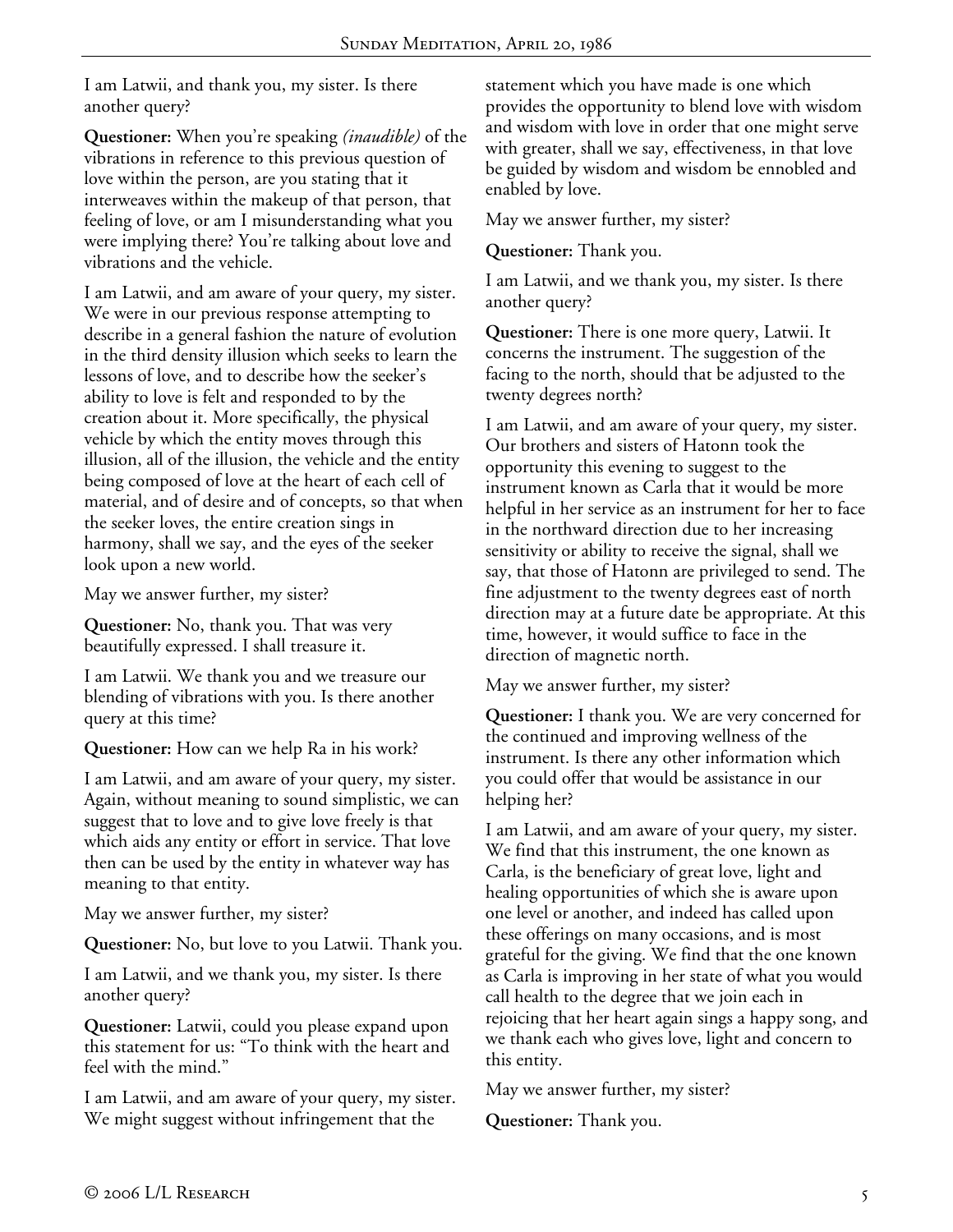I am Latwii, and thank you, my sister. Is there another query?

**Questioner:** When you're speaking *(inaudible)* of the vibrations in reference to this previous question of love within the person, are you stating that it interweaves within the makeup of that person, that feeling of love, or am I misunderstanding what you were implying there? You're talking about love and vibrations and the vehicle.

I am Latwii, and am aware of your query, my sister. We were in our previous response attempting to describe in a general fashion the nature of evolution in the third density illusion which seeks to learn the lessons of love, and to describe how the seeker's ability to love is felt and responded to by the creation about it. More specifically, the physical vehicle by which the entity moves through this illusion, all of the illusion, the vehicle and the entity being composed of love at the heart of each cell of material, and of desire and of concepts, so that when the seeker loves, the entire creation sings in harmony, shall we say, and the eyes of the seeker look upon a new world.

May we answer further, my sister?

**Questioner:** No, thank you. That was very beautifully expressed. I shall treasure it.

I am Latwii. We thank you and we treasure our blending of vibrations with you. Is there another query at this time?

**Questioner:** How can we help Ra in his work?

I am Latwii, and am aware of your query, my sister. Again, without meaning to sound simplistic, we can suggest that to love and to give love freely is that which aids any entity or effort in service. That love then can be used by the entity in whatever way has meaning to that entity.

May we answer further, my sister?

**Questioner:** No, but love to you Latwii. Thank you.

I am Latwii, and we thank you, my sister. Is there another query?

**Questioner:** Latwii, could you please expand upon this statement for us: "To think with the heart and feel with the mind."

I am Latwii, and am aware of your query, my sister. We might suggest without infringement that the statement which you have made is one which provides the opportunity to blend love with wisdom and wisdom with love in order that one might serve with greater, shall we say, effectiveness, in that love be guided by wisdom and wisdom be ennobled and enabled by love.

May we answer further, my sister?

**Questioner:** Thank you.

I am Latwii, and we thank you, my sister. Is there another query?

**Questioner:** There is one more query, Latwii. It concerns the instrument. The suggestion of the facing to the north, should that be adjusted to the twenty degrees north?

I am Latwii, and am aware of your query, my sister. Our brothers and sisters of Hatonn took the opportunity this evening to suggest to the instrument known as Carla that it would be more helpful in her service as an instrument for her to face in the northward direction due to her increasing sensitivity or ability to receive the signal, shall we say, that those of Hatonn are privileged to send. The fine adjustment to the twenty degrees east of north direction may at a future date be appropriate. At this time, however, it would suffice to face in the direction of magnetic north.

May we answer further, my sister?

**Questioner:** I thank you. We are very concerned for the continued and improving wellness of the instrument. Is there any other information which you could offer that would be assistance in our helping her?

I am Latwii, and am aware of your query, my sister. We find that this instrument, the one known as Carla, is the beneficiary of great love, light and healing opportunities of which she is aware upon one level or another, and indeed has called upon these offerings on many occasions, and is most grateful for the giving. We find that the one known as Carla is improving in her state of what you would call health to the degree that we join each in rejoicing that her heart again sings a happy song, and we thank each who gives love, light and concern to this entity.

May we answer further, my sister?

**Questioner:** Thank you.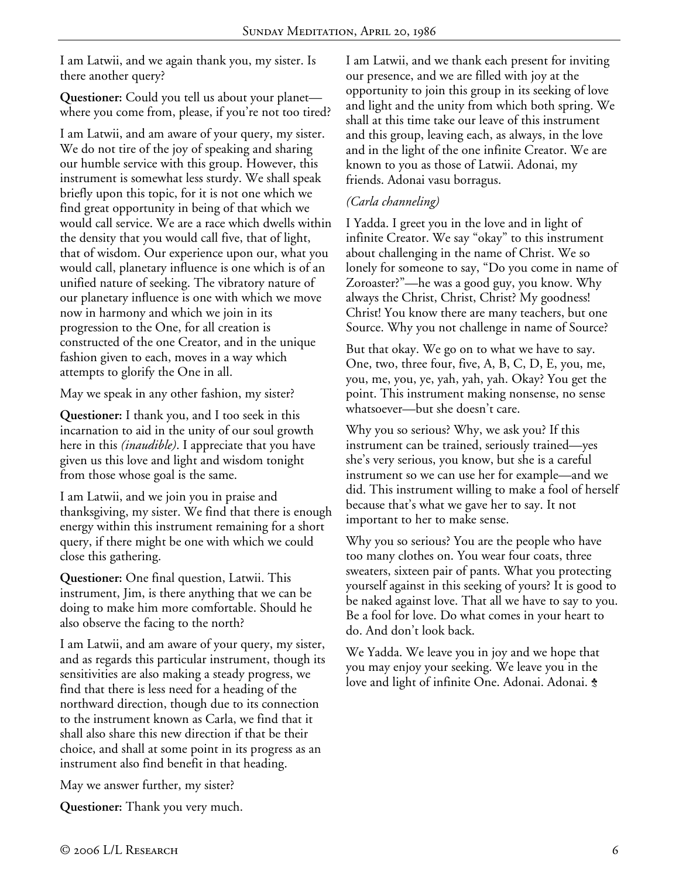I am Latwii, and we again thank you, my sister. Is there another query?

**Questioner:** Could you tell us about your planet—where you come from, please, if you're not too tired?

I am Latwii, and am aware of your query, my sister. We do not tire of the joy of speaking and sharing our humble service with this group. However, this instrument is somewhat less sturdy. We shall speak briefly upon this topic, for it is not one which we find great opportunity in being of that which we would call service. We are a race which dwells within the density that you would call five, that of light, that of wisdom. Our experience upon our, what you would call, planetary influence is one which is of an unified nature of seeking. The vibratory nature of our planetary influence is one with which we move now in harmony and which we join in its progression to the One, for all creation is constructed of the one Creator, and in the unique fashion given to each, moves in a way which attempts to glorify the One in all.

May we speak in any other fashion, my sister?

**Questioner:** I thank you, and I too seek in this incarnation to aid in the unity of our soul growth here in this *(inaudible)*. I appreciate that you have given us this love and light and wisdom tonight from those whose goal is the same.

I am Latwii, and we join you in praise and thanksgiving, my sister. We find that there is enough energy within this instrument remaining for a short query, if there might be one with which we could close this gathering.

**Questioner:** One final question, Latwii. This instrument, Jim, is there anything that we can be doing to make him more comfortable. Should he also observe the facing to the north?

I am Latwii, and am aware of your query, my sister, and as regards this particular instrument, though its sensitivities are also making a steady progress, we find that there is less need for a heading of the northward direction, though due to its connection to the instrument known as Carla, we find that it shall also share this new direction if that be their choice, and shall at some point in its progress as an instrument also find benefit in that heading.

May we answer further, my sister?

**Questioner:** Thank you very much.

I am Latwii, and we thank each present for inviting our presence, and we are filled with joy at the opportunity to join this group in its seeking of love and light and the unity from which both spring. We shall at this time take our leave of this instrument and this group, leaving each, as always, in the love and in the light of the one infinite Creator. We are known to you as those of Latwii. Adonai, my friends. Adonai vasu borragus.

*(Carla channeling)*

I Yadda. I greet you in the love and in light of infinite Creator. We say "okay" to this instrument about challenging in the name of Christ. We so lonely for someone to say, "Do you come in name of Zoroaster?"—he was a good guy, you know. Why always the Christ, Christ, Christ? My goodness! Christ! You know there are many teachers, but one Source. Why you not challenge in name of Source?

But that okay. We go on to what we have to say. One, two, three four, five, A, B, C, D, E, you, me, you, me, you, ye, yah, yah, yah. Okay? You get the point. This instrument making nonsense, no sense whatsoever—but she doesn't care.

Why you so serious? Why, we ask you? If this instrument can be trained, seriously trained—yes she's very serious, you know, but she is a careful instrument so we can use her for example—and we did. This instrument willing to make a fool of herself because that's what we gave her to say. It not important to her to make sense.

Why you so serious? You are the people who have too many clothes on. You wear four coats, three sweaters, sixteen pair of pants. What you protecting yourself against in this seeking of yours? It is good to be naked against love. That all we have to say to you. Be a fool for love. Do what comes in your heart to do. And don't look back.

We Yadda. We leave you in joy and we hope that you may enjoy your seeking. We leave you in the love and light of infinite One. Adonai. Adonai.